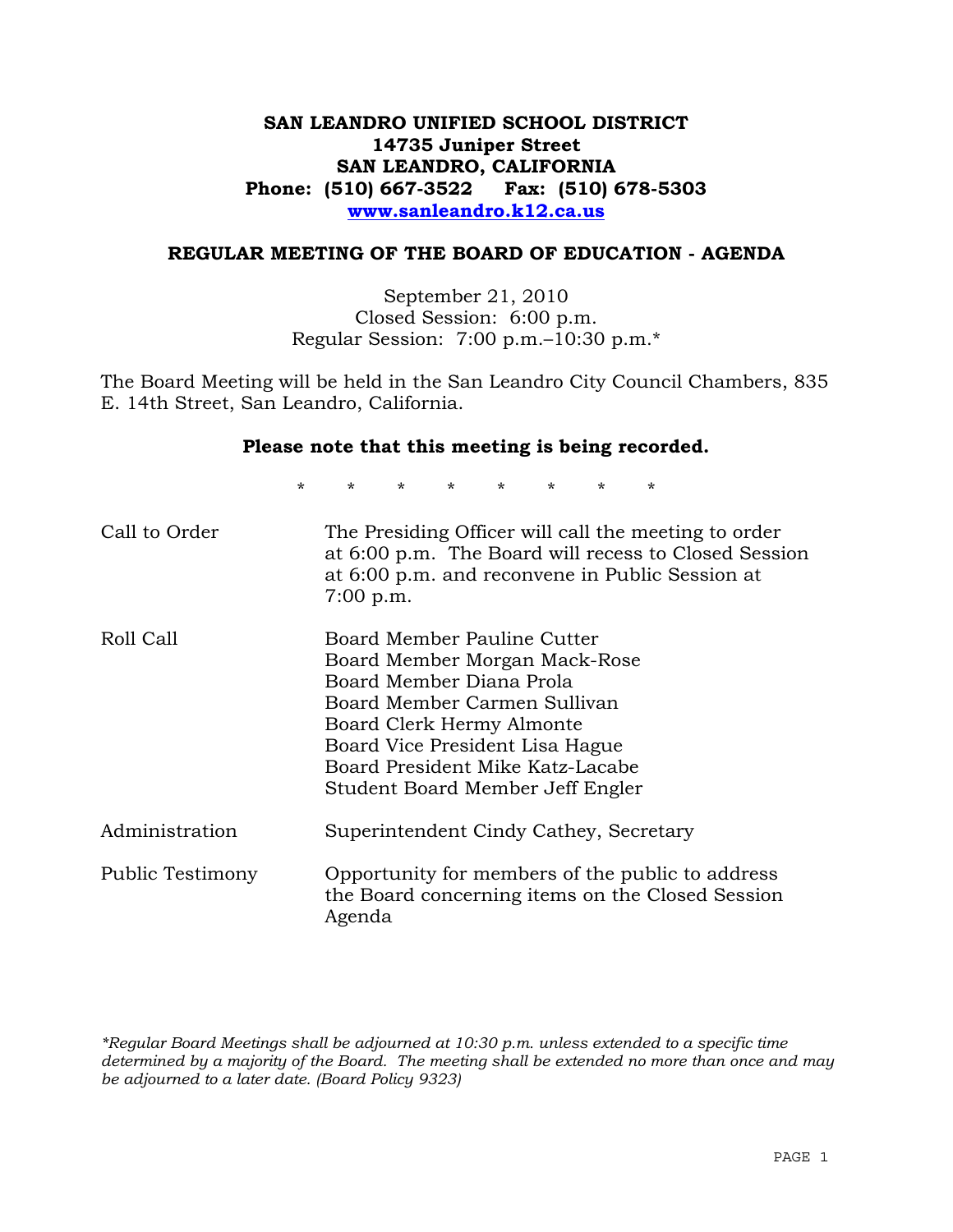# SAN LEANDRO UNIFIED SCHOOL DISTRICT
**14735 Juniper Street**
**SAN LEANDRO, CALIFORNIA**
**Phone: (510) 667-3522 Fax: (510) 678-5303**
**www.sanleandro.k12.ca.us**

## REGULAR MEETING OF THE BOARD OF EDUCATION - AGENDA

September 21, 2010
Closed Session: 6:00 p.m.
Regular Session: 7:00 p.m.–10:30 p.m.*

The Board Meeting will be held in the San Leandro City Council Chambers, 835 E. 14th Street, San Leandro, California.

**Please note that this meeting is being recorded.**

\* \* \* \* \* \* \* \*

Call to Order — The Presiding Officer will call the meeting to order at 6:00 p.m. The Board will recess to Closed Session at 6:00 p.m. and reconvene in Public Session at 7:00 p.m.

Roll Call —
Board Member Pauline Cutter
Board Member Morgan Mack-Rose
Board Member Diana Prola
Board Member Carmen Sullivan
Board Clerk Hermy Almonte
Board Vice President Lisa Hague
Board President Mike Katz-Lacabe
Student Board Member Jeff Engler

Administration — Superintendent Cindy Cathey, Secretary

Public Testimony — Opportunity for members of the public to address the Board concerning items on the Closed Session Agenda

*\*Regular Board Meetings shall be adjourned at 10:30 p.m. unless extended to a specific time determined by a majority of the Board. The meeting shall be extended no more than once and may be adjourned to a later date. (Board Policy 9323)*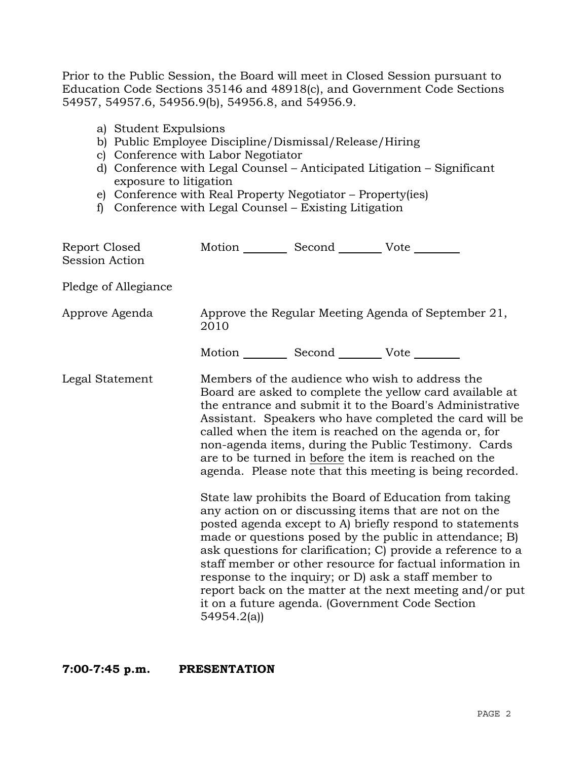Prior to the Public Session, the Board will meet in Closed Session pursuant to Education Code Sections 35146 and 48918(c), and Government Code Sections 54957, 54957.6, 54956.9(b), 54956.8, and 54956.9.

a) Student Expulsions
b) Public Employee Discipline/Dismissal/Release/Hiring
c) Conference with Labor Negotiator
d) Conference with Legal Counsel – Anticipated Litigation – Significant exposure to litigation
e) Conference with Real Property Negotiator – Property(ies)
f) Conference with Legal Counsel – Existing Litigation

Report Closed Session Action — Motion ________ Second ________ Vote ________

Pledge of Allegiance

Approve Agenda — Approve the Regular Meeting Agenda of September 21, 2010

Motion ________ Second ________ Vote ________

Legal Statement — Members of the audience who wish to address the Board are asked to complete the yellow card available at the entrance and submit it to the Board's Administrative Assistant. Speakers who have completed the card will be called when the item is reached on the agenda or, for non-agenda items, during the Public Testimony. Cards are to be turned in before the item is reached on the agenda. Please note that this meeting is being recorded.

State law prohibits the Board of Education from taking any action on or discussing items that are not on the posted agenda except to A) briefly respond to statements made or questions posed by the public in attendance; B) ask questions for clarification; C) provide a reference to a staff member or other resource for factual information in response to the inquiry; or D) ask a staff member to report back on the matter at the next meeting and/or put it on a future agenda. (Government Code Section 54954.2(a))

**7:00-7:45 p.m. PRESENTATION**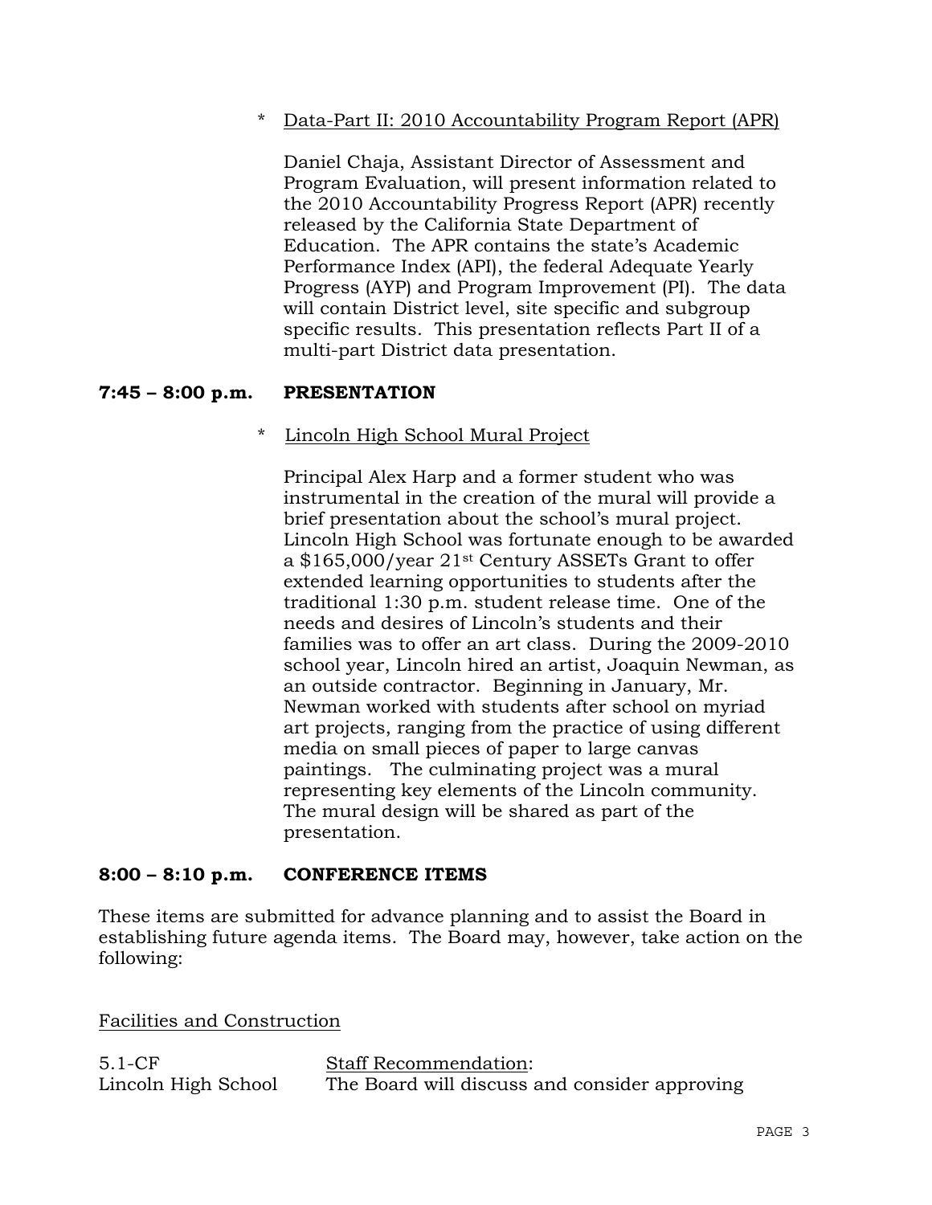\* Data-Part II: 2010 Accountability Program Report (APR)

Daniel Chaja, Assistant Director of Assessment and Program Evaluation, will present information related to the 2010 Accountability Progress Report (APR) recently released by the California State Department of Education. The APR contains the state's Academic Performance Index (API), the federal Adequate Yearly Progress (AYP) and Program Improvement (PI). The data will contain District level, site specific and subgroup specific results. This presentation reflects Part II of a multi-part District data presentation.

**7:45 – 8:00 p.m. PRESENTATION**

\* Lincoln High School Mural Project

Principal Alex Harp and a former student who was instrumental in the creation of the mural will provide a brief presentation about the school's mural project. Lincoln High School was fortunate enough to be awarded a $165,000/year 21st Century ASSETs Grant to offer extended learning opportunities to students after the traditional 1:30 p.m. student release time. One of the needs and desires of Lincoln's students and their families was to offer an art class. During the 2009-2010 school year, Lincoln hired an artist, Joaquin Newman, as an outside contractor. Beginning in January, Mr. Newman worked with students after school on myriad art projects, ranging from the practice of using different media on small pieces of paper to large canvas paintings. The culminating project was a mural representing key elements of the Lincoln community. The mural design will be shared as part of the presentation.

**8:00 – 8:10 p.m. CONFERENCE ITEMS**

These items are submitted for advance planning and to assist the Board in establishing future agenda items. The Board may, however, take action on the following:

Facilities and Construction

5.1-CF
Lincoln High School

Staff Recommendation:
The Board will discuss and consider approving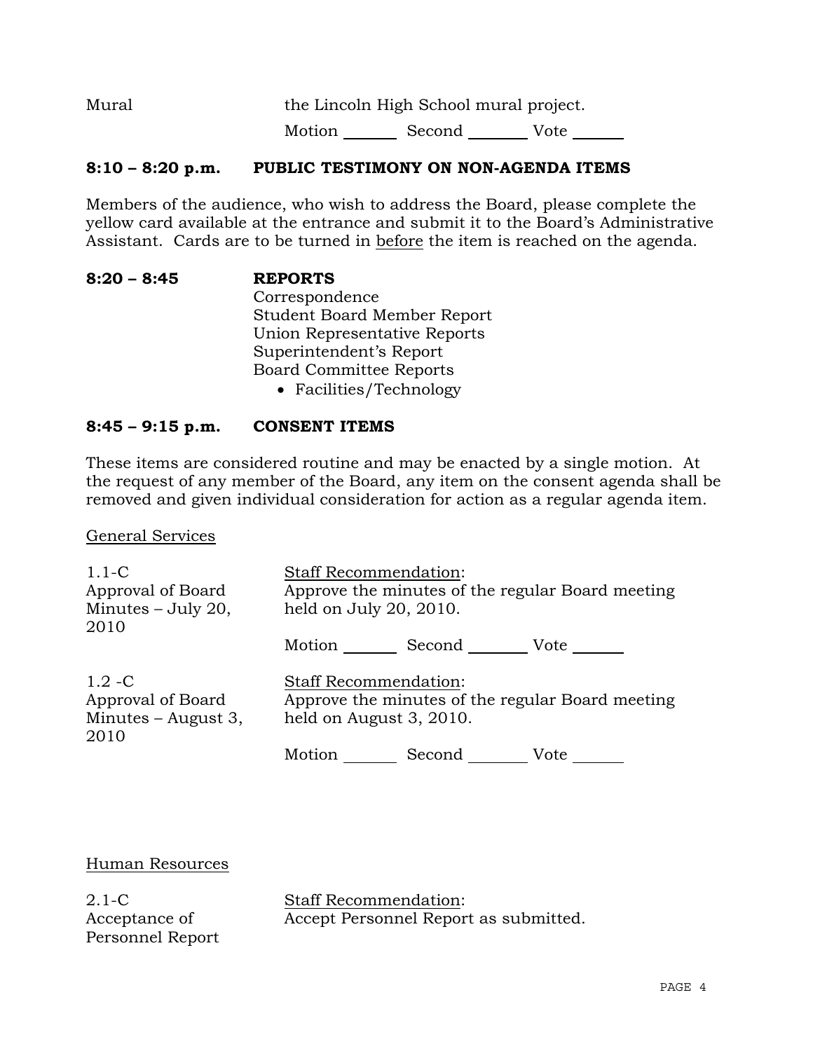| | |
|---|---|
| Mural | the Lincoln High School mural project. |
| | Motion _______ Second _______ Vote _______ |

**8:10 – 8:20 p.m. PUBLIC TESTIMONY ON NON-AGENDA ITEMS**

Members of the audience, who wish to address the Board, please complete the yellow card available at the entrance and submit it to the Board's Administrative Assistant. Cards are to be turned in before the item is reached on the agenda.

**8:20 – 8:45 REPORTS**

Correspondence
Student Board Member Report
Union Representative Reports
Superintendent's Report
Board Committee Reports

- Facilities/Technology

**8:45 – 9:15 p.m. CONSENT ITEMS**

These items are considered routine and may be enacted by a single motion. At the request of any member of the Board, any item on the consent agenda shall be removed and given individual consideration for action as a regular agenda item.

General Services

| | |
|---|---|
| 1.1-C<br>Approval of Board Minutes – July 20, 2010 | Staff Recommendation:<br>Approve the minutes of the regular Board meeting held on July 20, 2010.<br><br>Motion _______ Second _______ Vote _______ |
| 1.2 -C<br>Approval of Board Minutes – August 3, 2010 | Staff Recommendation:<br>Approve the minutes of the regular Board meeting held on August 3, 2010.<br><br>Motion _______ Second _______ Vote _______ |

Human Resources

| | |
|---|---|
| 2.1-C<br>Acceptance of Personnel Report | Staff Recommendation:<br>Accept Personnel Report as submitted. |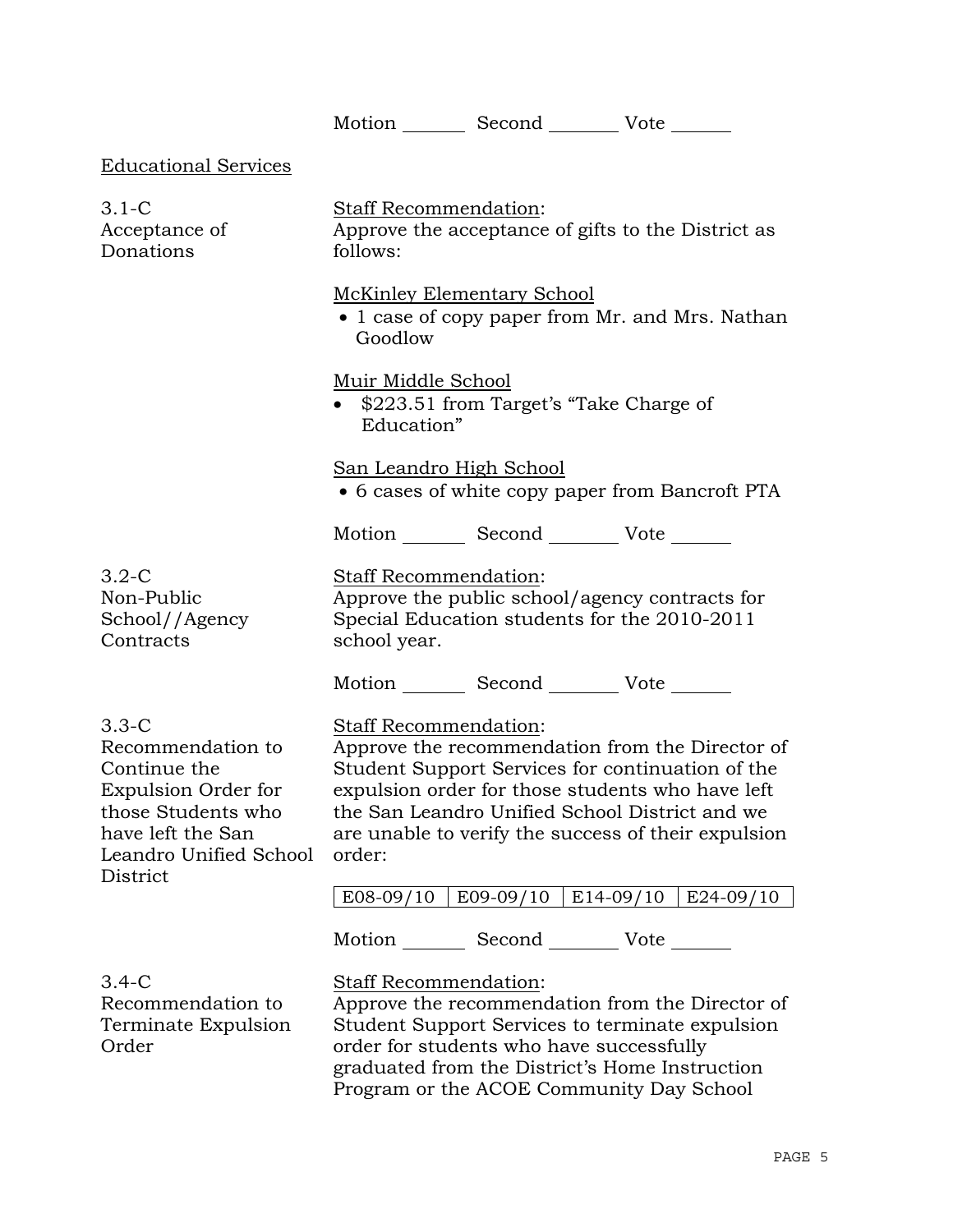Motion _______ Second _______ Vote _______

Educational Services

3.1-C
Acceptance of Donations

Staff Recommendation:
Approve the acceptance of gifts to the District as follows:

McKinley Elementary School

- 1 case of copy paper from Mr. and Mrs. Nathan Goodlow

Muir Middle School

- $223.51 from Target's "Take Charge of Education"

San Leandro High School

- 6 cases of white copy paper from Bancroft PTA

Motion _______ Second _______ Vote _______

3.2-C
Non-Public School//Agency Contracts

Staff Recommendation:
Approve the public school/agency contracts for Special Education students for the 2010-2011 school year.

Motion _______ Second _______ Vote _______

3.3-C
Recommendation to Continue the Expulsion Order for those Students who have left the San Leandro Unified School District

Staff Recommendation:
Approve the recommendation from the Director of Student Support Services for continuation of the expulsion order for those students who have left the San Leandro Unified School District and we are unable to verify the success of their expulsion order:

| E08-09/10 | E09-09/10 | E14-09/10 | E24-09/10 |
|---|---|---|---|

Motion _______ Second _______ Vote _______

3.4-C
Recommendation to Terminate Expulsion Order

Staff Recommendation:
Approve the recommendation from the Director of Student Support Services to terminate expulsion order for students who have successfully graduated from the District's Home Instruction Program or the ACOE Community Day School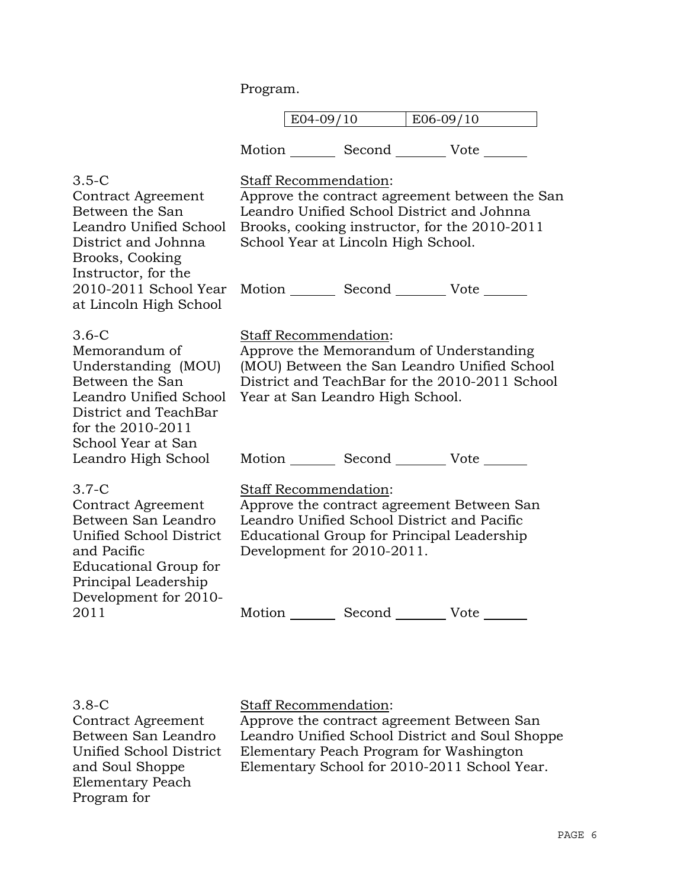Program.

| E04-09/10 | E06-09/10 |
|---|---|

Motion _______ Second ________ Vote ______

3.5-C
Contract Agreement Between the San Leandro Unified School District and Johnna Brooks, Cooking Instructor, for the 2010-2011 School Year at Lincoln High School

Staff Recommendation:
Approve the contract agreement between the San Leandro Unified School District and Johnna Brooks, cooking instructor, for the 2010-2011 School Year at Lincoln High School.

Motion _______ Second ________ Vote ______

3.6-C
Memorandum of Understanding (MOU) Between the San Leandro Unified School District and TeachBar for the 2010-2011 School Year at San Leandro High School

Staff Recommendation:
Approve the Memorandum of Understanding (MOU) Between the San Leandro Unified School District and TeachBar for the 2010-2011 School Year at San Leandro High School.

Motion _______ Second ________ Vote ______

3.7-C
Contract Agreement Between San Leandro Unified School District and Pacific Educational Group for Principal Leadership Development for 2010-2011

Staff Recommendation:
Approve the contract agreement Between San Leandro Unified School District and Pacific Educational Group for Principal Leadership Development for 2010-2011.

Motion _______ Second ________ Vote ______

3.8-C
Contract Agreement Between San Leandro Unified School District and Soul Shoppe Elementary Peach Program for

Staff Recommendation:
Approve the contract agreement Between San Leandro Unified School District and Soul Shoppe Elementary Peach Program for Washington Elementary School for 2010-2011 School Year.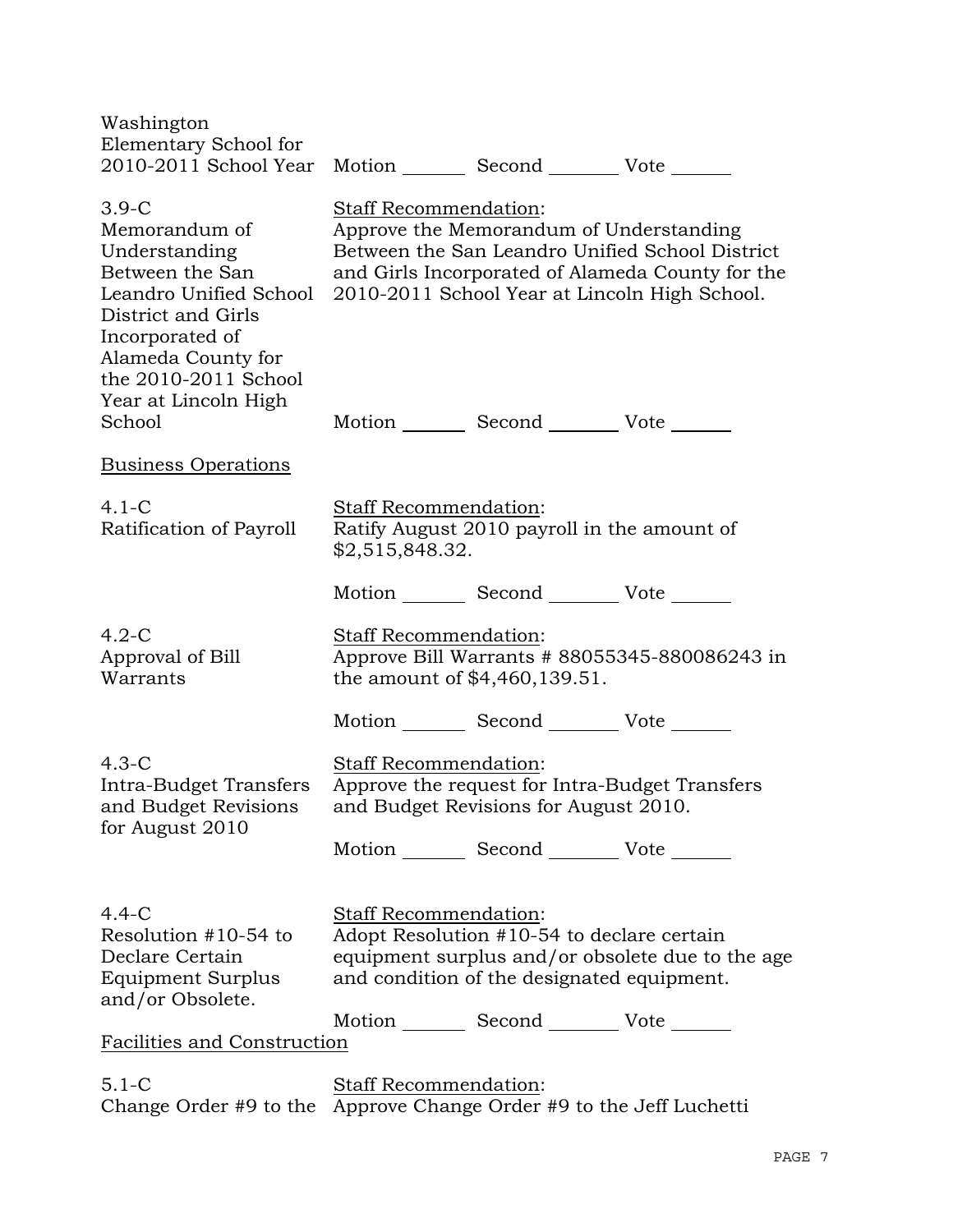Washington Elementary School for 2010-2011 School Year

Motion _______ Second _______ Vote _______

3.9-C
Memorandum of Understanding Between the San Leandro Unified School District and Girls Incorporated of Alameda County for the 2010-2011 School Year at Lincoln High School

Staff Recommendation:
Approve the Memorandum of Understanding Between the San Leandro Unified School District and Girls Incorporated of Alameda County for the 2010-2011 School Year at Lincoln High School.

Motion _______ Second _______ Vote _______

Business Operations

4.1-C
Ratification of Payroll

Staff Recommendation:
Ratify August 2010 payroll in the amount of $2,515,848.32.

Motion _______ Second _______ Vote _______

4.2-C
Approval of Bill Warrants

Staff Recommendation:
Approve Bill Warrants # 88055345-880086243 in the amount of $4,460,139.51.

Motion _______ Second _______ Vote _______

4.3-C
Intra-Budget Transfers and Budget Revisions for August 2010

Staff Recommendation:
Approve the request for Intra-Budget Transfers and Budget Revisions for August 2010.

Motion _______ Second _______ Vote _______

4.4-C
Resolution #10-54 to Declare Certain Equipment Surplus and/or Obsolete.

Staff Recommendation:
Adopt Resolution #10-54 to declare certain equipment surplus and/or obsolete due to the age and condition of the designated equipment.

Motion _______ Second _______ Vote _______

Facilities and Construction

5.1-C
Change Order #9 to the

Staff Recommendation:
Approve Change Order #9 to the Jeff Luchetti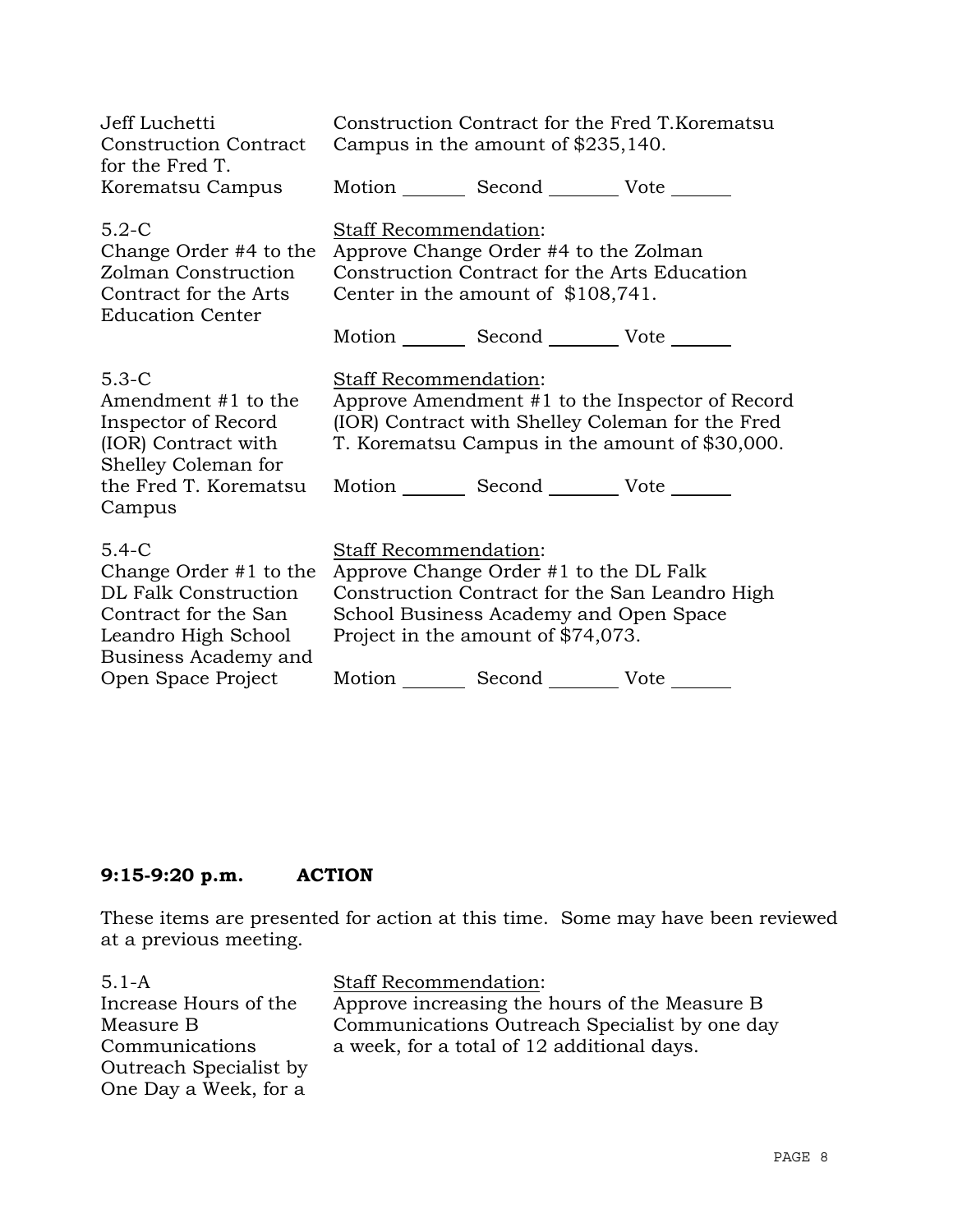Jeff Luchetti Construction Contract for the Fred T. Korematsu Campus

Construction Contract for the Fred T.Korematsu Campus in the amount of $235,140.

Motion _______ Second _______ Vote _______

5.2-C
Change Order #4 to the Zolman Construction Contract for the Arts Education Center

Staff Recommendation:
Approve Change Order #4 to the Zolman Construction Contract for the Arts Education Center in the amount of $108,741.

Motion _______ Second _______ Vote _______

5.3-C
Amendment #1 to the Inspector of Record (IOR) Contract with Shelley Coleman for the Fred T. Korematsu Campus

Staff Recommendation:
Approve Amendment #1 to the Inspector of Record (IOR) Contract with Shelley Coleman for the Fred T. Korematsu Campus in the amount of $30,000.

Motion _______ Second _______ Vote _______

5.4-C
Change Order #1 to the DL Falk Construction Contract for the San Leandro High School Business Academy and Open Space Project

Staff Recommendation:
Approve Change Order #1 to the DL Falk Construction Contract for the San Leandro High School Business Academy and Open Space Project in the amount of $74,073.

Motion _______ Second _______ Vote _______

## 9:15-9:20 p.m. ACTION

These items are presented for action at this time. Some may have been reviewed at a previous meeting.

5.1-A
Increase Hours of the Measure B Communications Outreach Specialist by One Day a Week, for a

Staff Recommendation:
Approve increasing the hours of the Measure B Communications Outreach Specialist by one day a week, for a total of 12 additional days.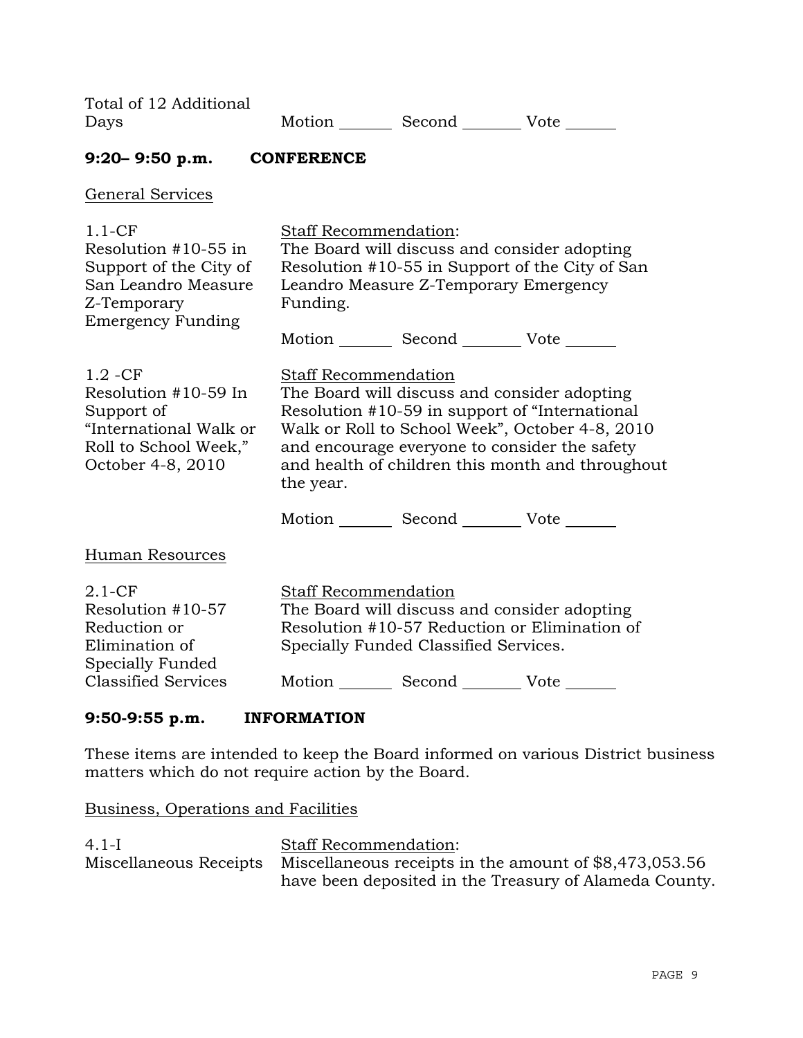Total of 12 Additional Days — Motion _______ Second _______ Vote _______

### 9:20– 9:50 p.m. CONFERENCE

General Services

1.1-CF
Resolution #10-55 in Support of the City of San Leandro Measure Z-Temporary Emergency Funding

Staff Recommendation:
The Board will discuss and consider adopting Resolution #10-55 in Support of the City of San Leandro Measure Z-Temporary Emergency Funding.

Motion _______ Second _______ Vote _______

1.2 -CF
Resolution #10-59 In Support of "International Walk or Roll to School Week," October 4-8, 2010

Staff Recommendation
The Board will discuss and consider adopting Resolution #10-59 in support of "International Walk or Roll to School Week", October 4-8, 2010 and encourage everyone to consider the safety and health of children this month and throughout the year.

Motion _______ Second _______ Vote _______

Human Resources

2.1-CF
Resolution #10-57 Reduction or Elimination of Specially Funded Classified Services

Staff Recommendation
The Board will discuss and consider adopting Resolution #10-57 Reduction or Elimination of Specially Funded Classified Services.

Motion _______ Second _______ Vote _______

### 9:50-9:55 p.m. INFORMATION

These items are intended to keep the Board informed on various District business matters which do not require action by the Board.

Business, Operations and Facilities

4.1-I
Miscellaneous Receipts

Staff Recommendation:
Miscellaneous receipts in the amount of $8,473,053.56 have been deposited in the Treasury of Alameda County.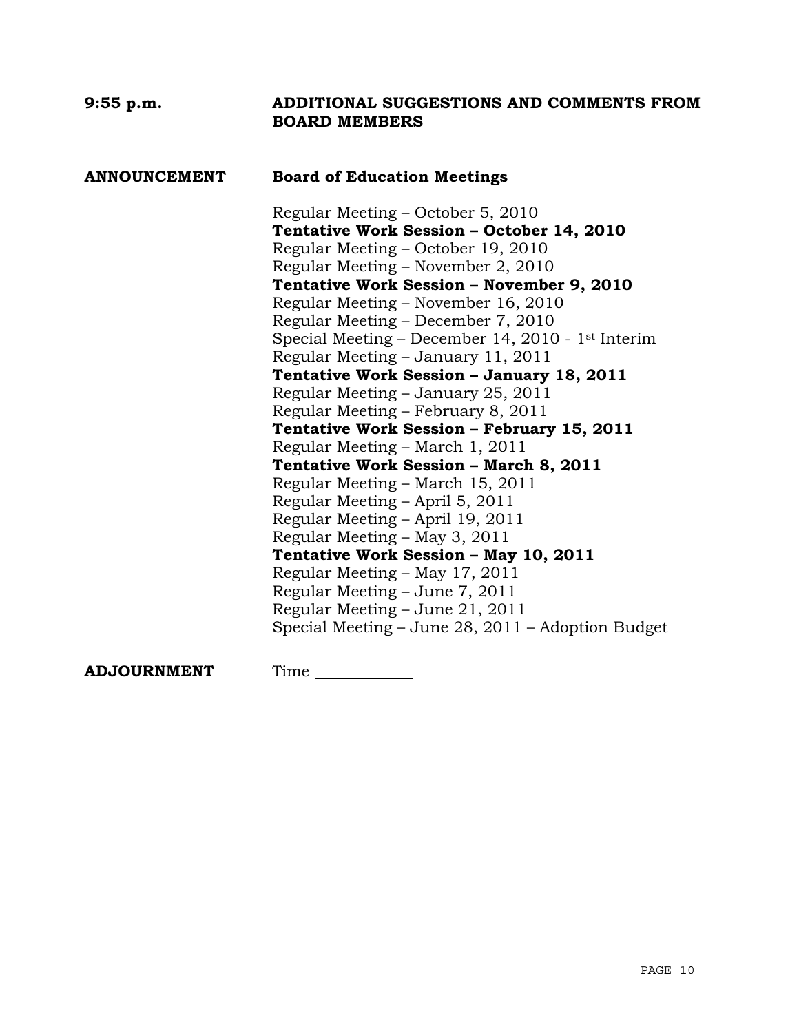**9:55 p.m.** **ADDITIONAL SUGGESTIONS AND COMMENTS FROM BOARD MEMBERS**

**ANNOUNCEMENT** **Board of Education Meetings**

Regular Meeting – October 5, 2010
**Tentative Work Session – October 14, 2010**
Regular Meeting – October 19, 2010
Regular Meeting – November 2, 2010
**Tentative Work Session – November 9, 2010**
Regular Meeting – November 16, 2010
Regular Meeting – December 7, 2010
Special Meeting – December 14, 2010 - 1st Interim
Regular Meeting – January 11, 2011
**Tentative Work Session – January 18, 2011**
Regular Meeting – January 25, 2011
Regular Meeting – February 8, 2011
**Tentative Work Session – February 15, 2011**
Regular Meeting – March 1, 2011
**Tentative Work Session – March 8, 2011**
Regular Meeting – March 15, 2011
Regular Meeting – April 5, 2011
Regular Meeting – April 19, 2011
Regular Meeting – May 3, 2011
**Tentative Work Session – May 10, 2011**
Regular Meeting – May 17, 2011
Regular Meeting – June 7, 2011
Regular Meeting – June 21, 2011
Special Meeting – June 28, 2011 – Adoption Budget

**ADJOURNMENT** Time ____________